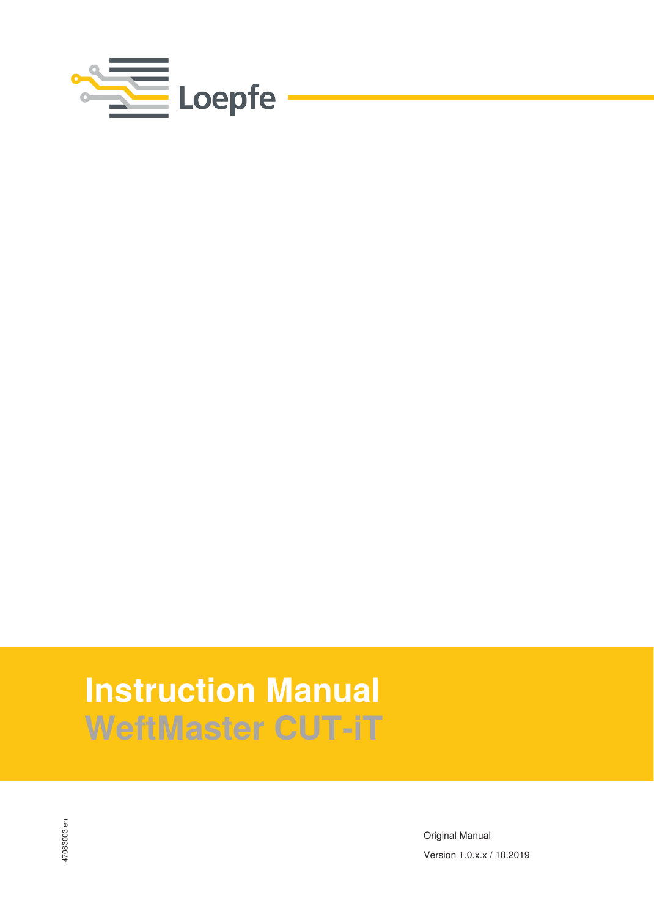Loepfe

# Instruction Manual

## WeftMaster CUT-iT

47083003 en

Original Manual

Version 1.0.x.x / 10.2019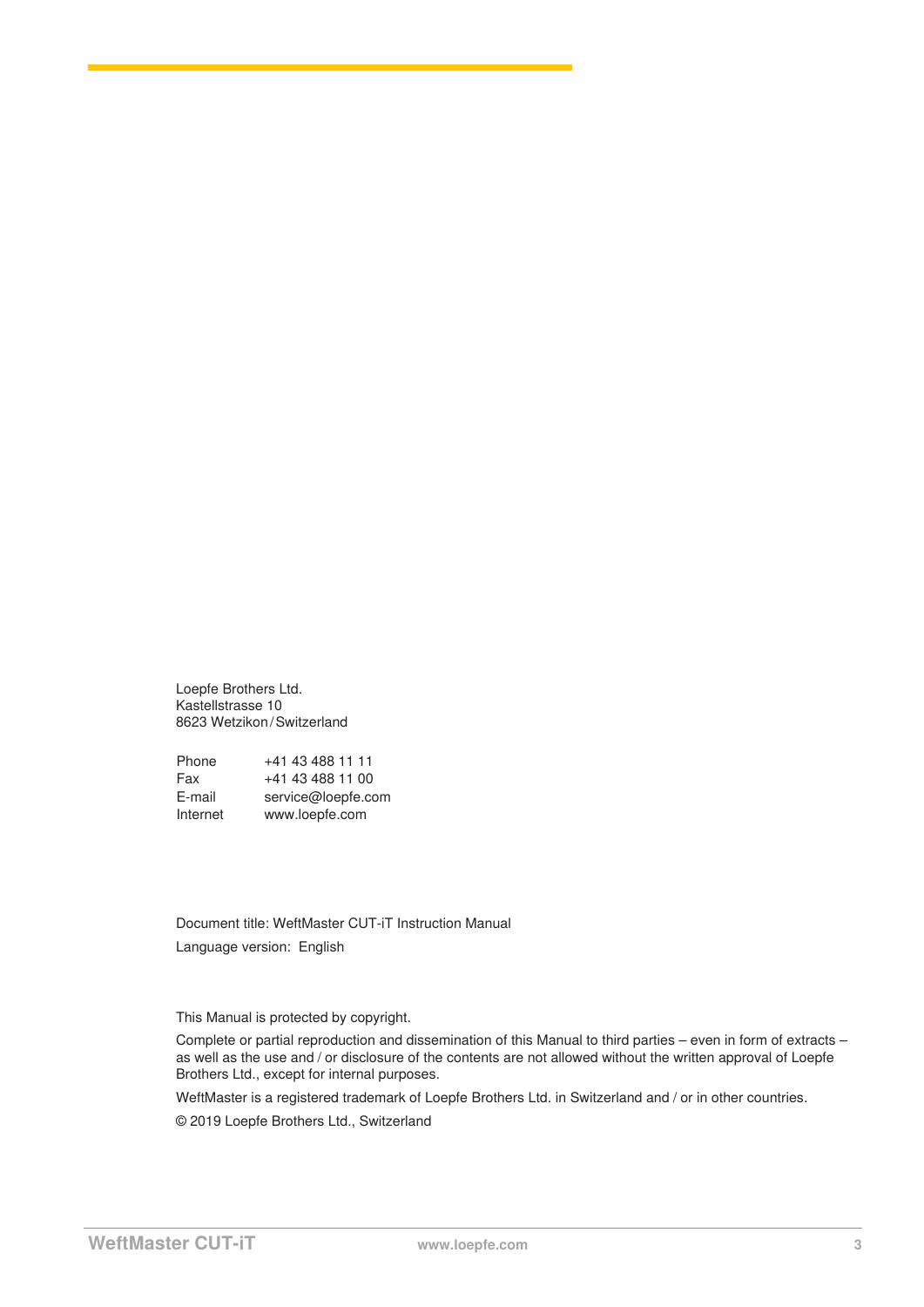Loepfe Brothers Ltd.
Kastellstrasse 10
8623 Wetzikon / Switzerland

| | |
|---|---|
| Phone | +41 43 488 11 11 |
| Fax | +41 43 488 11 00 |
| E-mail | service@loepfe.com |
| Internet | www.loepfe.com |

Document title: WeftMaster CUT-iT Instruction Manual

Language version: English

This Manual is protected by copyright.

Complete or partial reproduction and dissemination of this Manual to third parties – even in form of extracts – as well as the use and / or disclosure of the contents are not allowed without the written approval of Loepfe Brothers Ltd., except for internal purposes.

WeftMaster is a registered trademark of Loepfe Brothers Ltd. in Switzerland and / or in other countries.

© 2019 Loepfe Brothers Ltd., Switzerland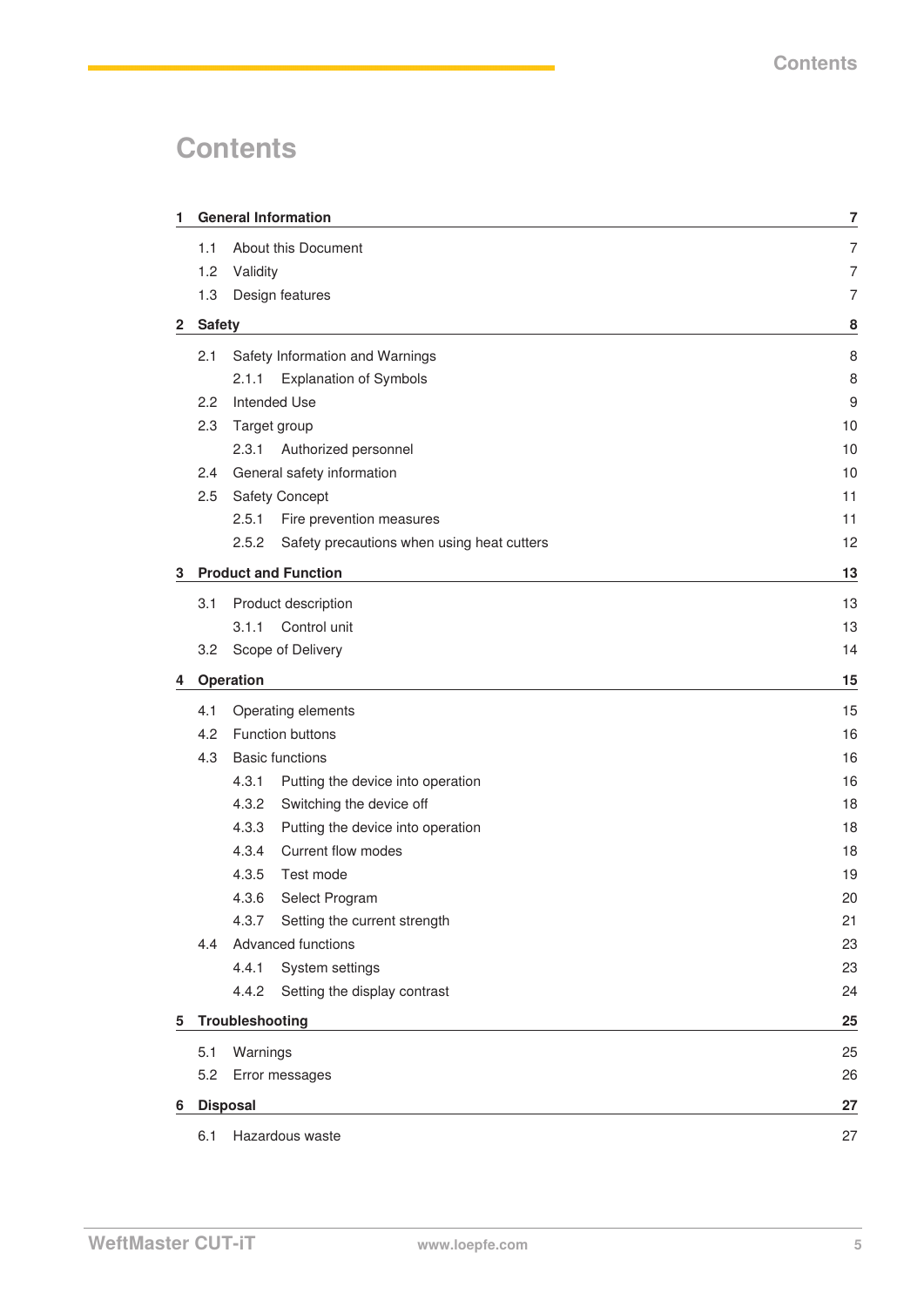# Contents

| | | |
|---|---|---|
| **1** | **General Information** | **7** |
| 1.1 | About this Document | 7 |
| 1.2 | Validity | 7 |
| 1.3 | Design features | 7 |
| **2** | **Safety** | **8** |
| 2.1 | Safety Information and Warnings | 8 |
| 2.1.1 | Explanation of Symbols | 8 |
| 2.2 | Intended Use | 9 |
| 2.3 | Target group | 10 |
| 2.3.1 | Authorized personnel | 10 |
| 2.4 | General safety information | 10 |
| 2.5 | Safety Concept | 11 |
| 2.5.1 | Fire prevention measures | 11 |
| 2.5.2 | Safety precautions when using heat cutters | 12 |
| **3** | **Product and Function** | **13** |
| 3.1 | Product description | 13 |
| 3.1.1 | Control unit | 13 |
| 3.2 | Scope of Delivery | 14 |
| **4** | **Operation** | **15** |
| 4.1 | Operating elements | 15 |
| 4.2 | Function buttons | 16 |
| 4.3 | Basic functions | 16 |
| 4.3.1 | Putting the device into operation | 16 |
| 4.3.2 | Switching the device off | 18 |
| 4.3.3 | Putting the device into operation | 18 |
| 4.3.4 | Current flow modes | 18 |
| 4.3.5 | Test mode | 19 |
| 4.3.6 | Select Program | 20 |
| 4.3.7 | Setting the current strength | 21 |
| 4.4 | Advanced functions | 23 |
| 4.4.1 | System settings | 23 |
| 4.4.2 | Setting the display contrast | 24 |
| **5** | **Troubleshooting** | **25** |
| 5.1 | Warnings | 25 |
| 5.2 | Error messages | 26 |
| **6** | **Disposal** | **27** |
| 6.1 | Hazardous waste | 27 |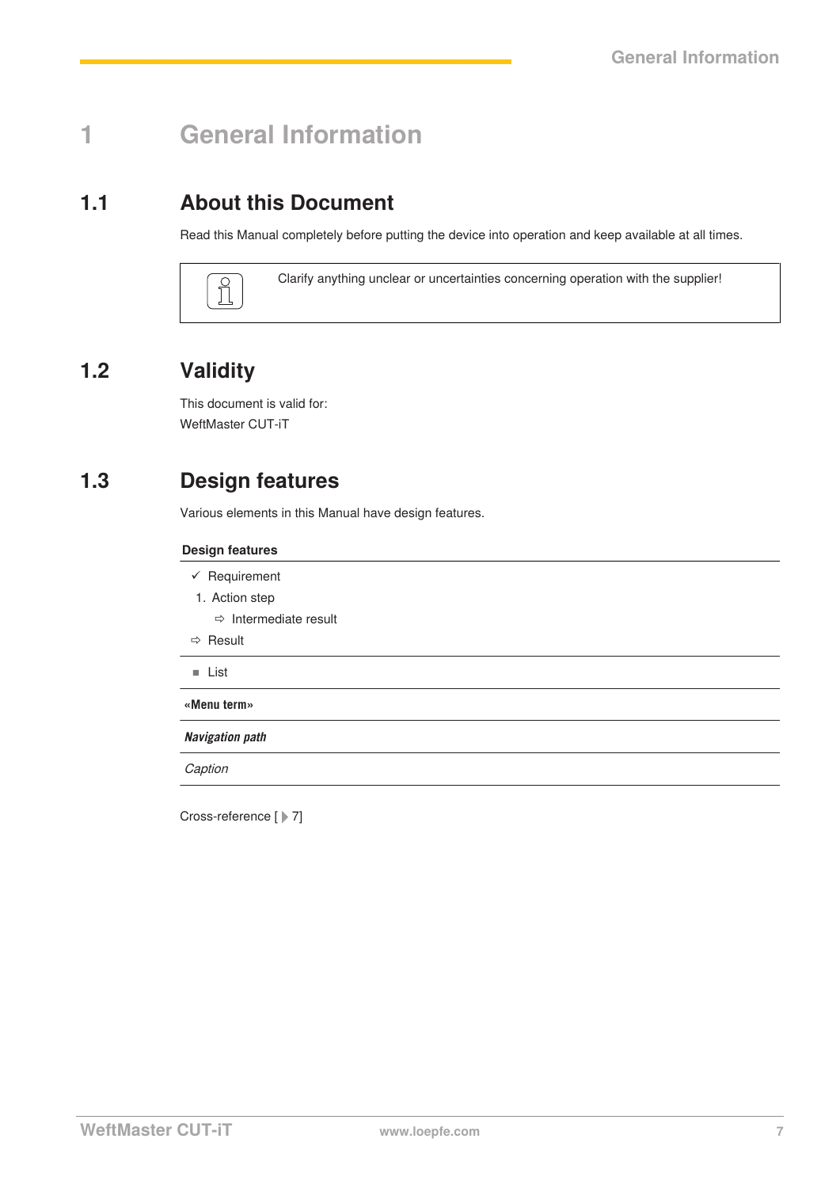# 1 General Information

## 1.1 About this Document

Read this Manual completely before putting the device into operation and keep available at all times.

> Clarify anything unclear or uncertainties concerning operation with the supplier!

## 1.2 Validity

This document is valid for:
WeftMaster CUT-iT

## 1.3 Design features

Various elements in this Manual have design features.

**Design features**

✓ Requirement

1. Action step

    ⇨ Intermediate result

⇨ Result

---

■ List

---

**«Menu term»**

---

***Navigation path***

---

*Caption*

---

Cross-reference [▸ 7]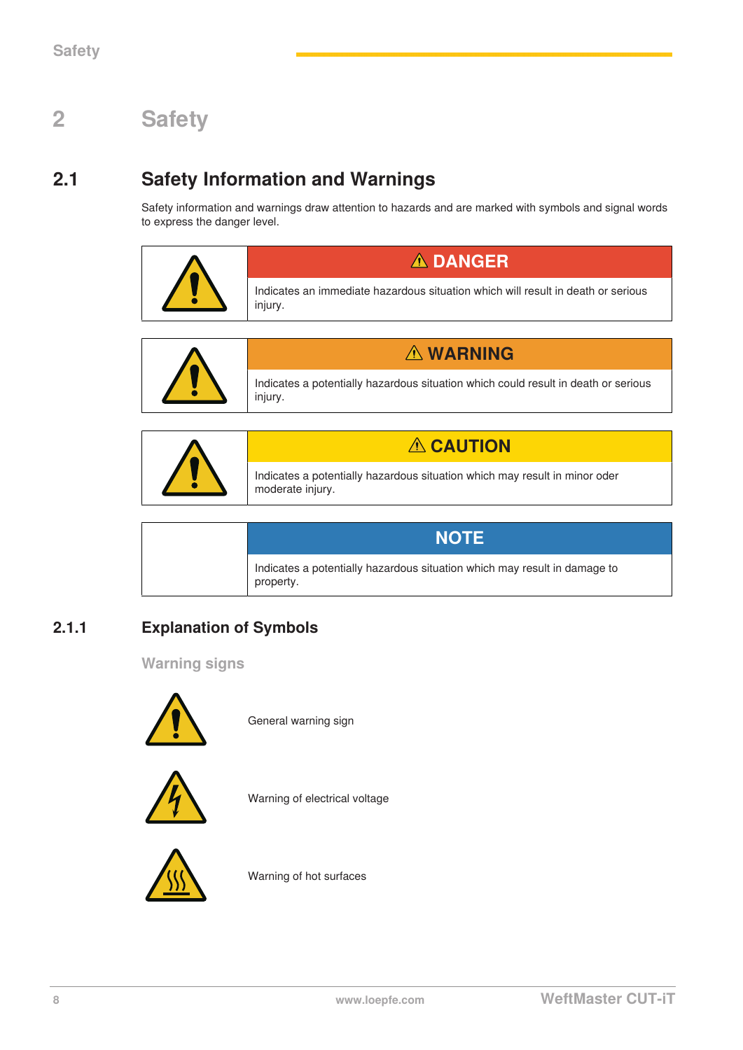# 2 Safety

## 2.1 Safety Information and Warnings

Safety information and warnings draw attention to hazards and are marked with symbols and signal words to express the danger level.

| | ⚠ DANGER |
|---|---|
| | Indicates an immediate hazardous situation which will result in death or serious injury. |

| | ⚠ WARNING |
|---|---|
| | Indicates a potentially hazardous situation which could result in death or serious injury. |

| | ⚠ CAUTION |
|---|---|
| | Indicates a potentially hazardous situation which may result in minor oder moderate injury. |

| | NOTE |
|---|---|
| | Indicates a potentially hazardous situation which may result in damage to property. |

### 2.1.1 Explanation of Symbols

#### Warning signs

General warning sign

Warning of electrical voltage

Warning of hot surfaces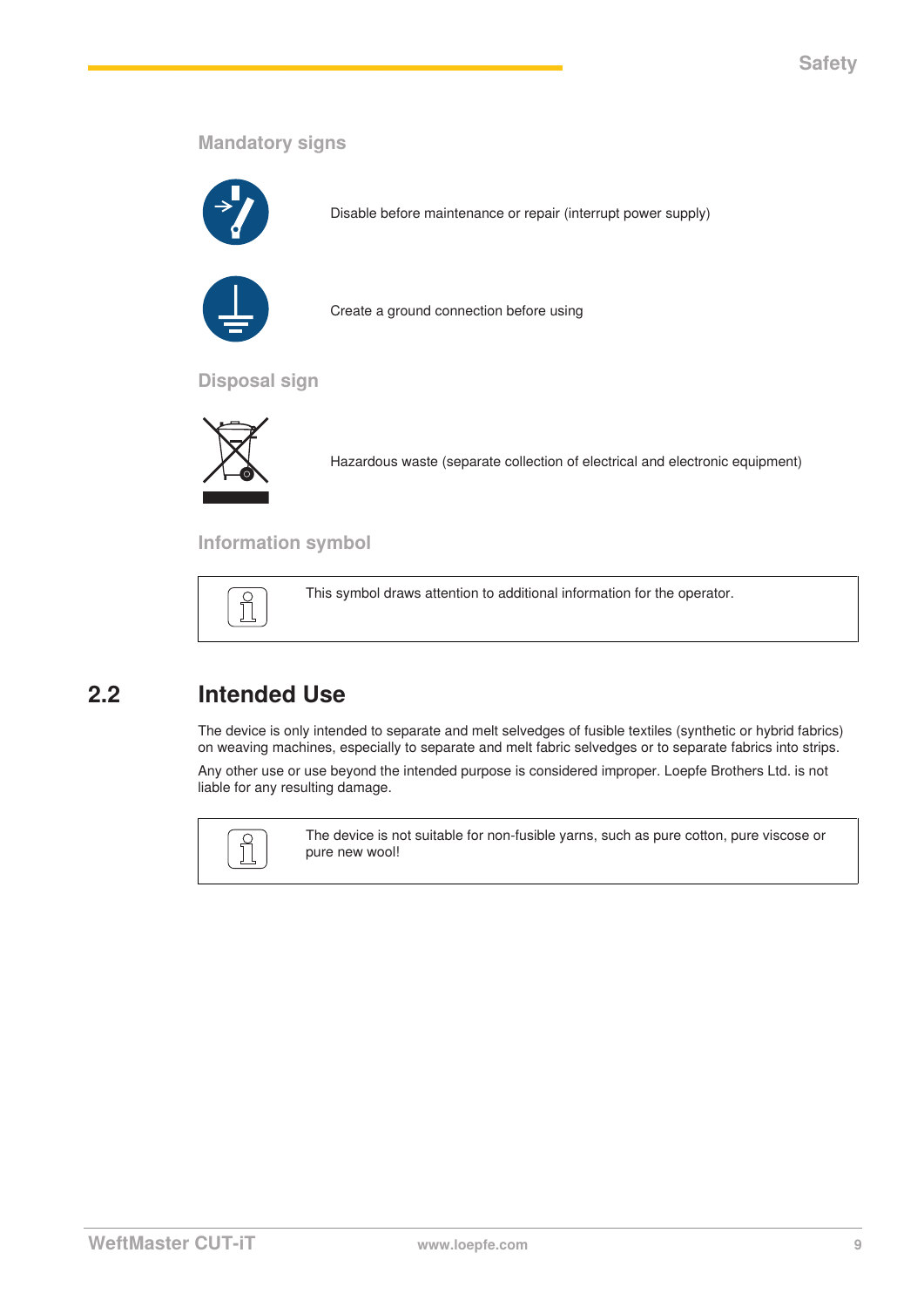### Mandatory signs

Disable before maintenance or repair (interrupt power supply)

Create a ground connection before using

### Disposal sign

Hazardous waste (separate collection of electrical and electronic equipment)

### Information symbol

| | |
|---|---|
| | This symbol draws attention to additional information for the operator. |

## 2.2 Intended Use

The device is only intended to separate and melt selvedges of fusible textiles (synthetic or hybrid fabrics) on weaving machines, especially to separate and melt fabric selvedges or to separate fabrics into strips.

Any other use or use beyond the intended purpose is considered improper. Loepfe Brothers Ltd. is not liable for any resulting damage.

| | |
|---|---|
| | The device is not suitable for non-fusible yarns, such as pure cotton, pure viscose or pure new wool! |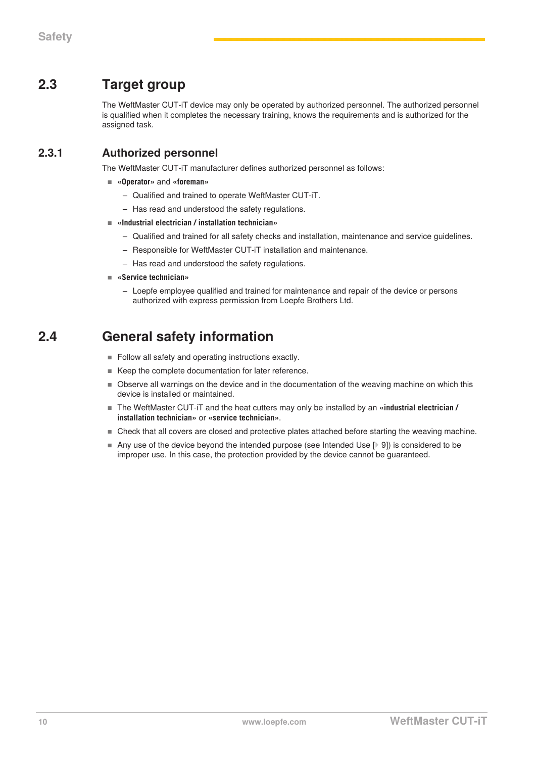## 2.3 Target group

The WeftMaster CUT-iT device may only be operated by authorized personnel. The authorized personnel is qualified when it completes the necessary training, knows the requirements and is authorized for the assigned task.

### 2.3.1 Authorized personnel

The WeftMaster CUT-iT manufacturer defines authorized personnel as follows:

- **«Operator»** and **«foreman»**
  - Qualified and trained to operate WeftMaster CUT-iT.
  - Has read and understood the safety regulations.
- **«Industrial electrician / installation technician»**
  - Qualified and trained for all safety checks and installation, maintenance and service guidelines.
  - Responsible for WeftMaster CUT-iT installation and maintenance.
  - Has read and understood the safety regulations.
- **«Service technician»**
  - Loepfe employee qualified and trained for maintenance and repair of the device or persons authorized with express permission from Loepfe Brothers Ltd.

## 2.4 General safety information

- Follow all safety and operating instructions exactly.
- Keep the complete documentation for later reference.
- Observe all warnings on the device and in the documentation of the weaving machine on which this device is installed or maintained.
- The WeftMaster CUT-iT and the heat cutters may only be installed by an **«industrial electrician / installation technician»** or **«service technician»**.
- Check that all covers are closed and protective plates attached before starting the weaving machine.
- Any use of the device beyond the intended purpose (see Intended Use [▸ 9]) is considered to be improper use. In this case, the protection provided by the device cannot be guaranteed.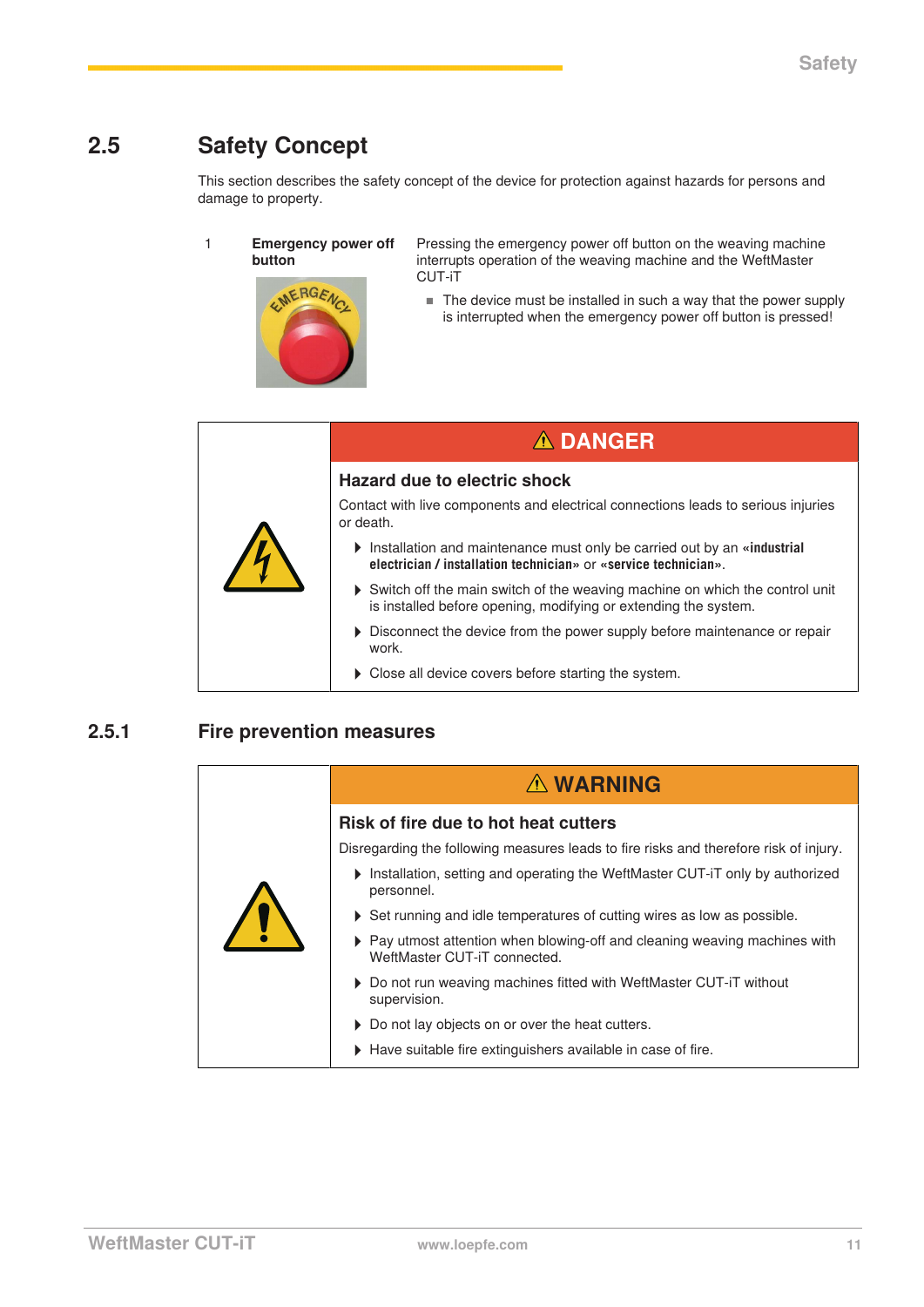## 2.5 Safety Concept

This section describes the safety concept of the device for protection against hazards for persons and damage to property.

| | | |
|---|---|---|
| 1 | **Emergency power off button** | Pressing the emergency power off button on the weaving machine interrupts operation of the weaving machine and the WeftMaster CUT-iT<br>■ The device must be installed in such a way that the power supply is interrupted when the emergency power off button is pressed! |

> ⚠ **DANGER**
>
> **Hazard due to electric shock**
>
> Contact with live components and electrical connections leads to serious injuries or death.
>
> - Installation and maintenance must only be carried out by an **«industrial electrician / installation technician»** or **«service technician»**.
> - Switch off the main switch of the weaving machine on which the control unit is installed before opening, modifying or extending the system.
> - Disconnect the device from the power supply before maintenance or repair work.
> - Close all device covers before starting the system.

### 2.5.1 Fire prevention measures

> ⚠ **WARNING**
>
> **Risk of fire due to hot heat cutters**
>
> Disregarding the following measures leads to fire risks and therefore risk of injury.
>
> - Installation, setting and operating the WeftMaster CUT-iT only by authorized personnel.
> - Set running and idle temperatures of cutting wires as low as possible.
> - Pay utmost attention when blowing-off and cleaning weaving machines with WeftMaster CUT-iT connected.
> - Do not run weaving machines fitted with WeftMaster CUT-iT without supervision.
> - Do not lay objects on or over the heat cutters.
> - Have suitable fire extinguishers available in case of fire.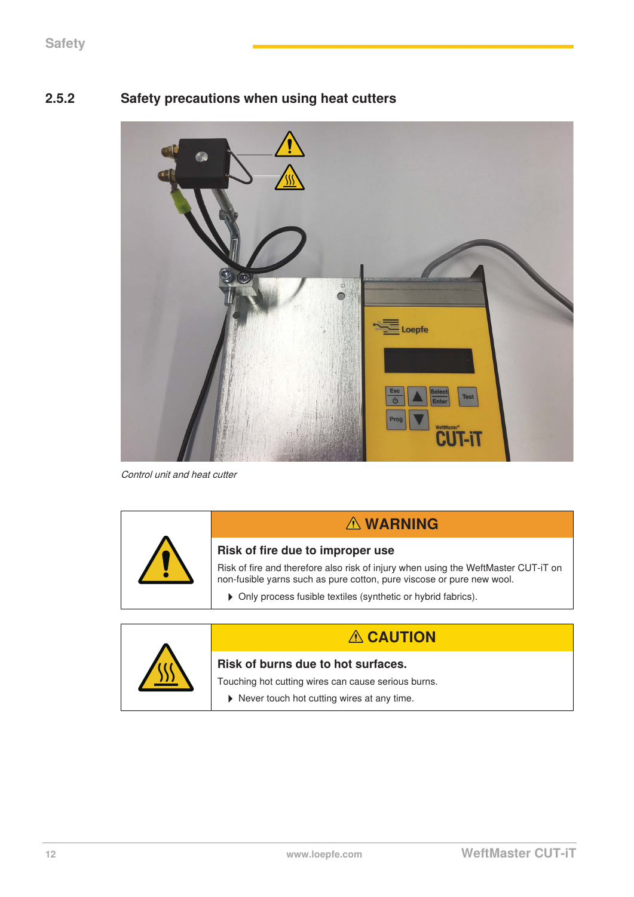### 2.5.2 Safety precautions when using heat cutters

*Control unit and heat cutter*

| | ⚠ WARNING |
|---|---|
| | **Risk of fire due to improper use**<br>Risk of fire and therefore also risk of injury when using the WeftMaster CUT-iT on non-fusible yarns such as pure cotton, pure viscose or pure new wool.<br>▸ Only process fusible textiles (synthetic or hybrid fabrics). |

| | ⚠ CAUTION |
|---|---|
| | **Risk of burns due to hot surfaces.**<br>Touching hot cutting wires can cause serious burns.<br>▸ Never touch hot cutting wires at any time. |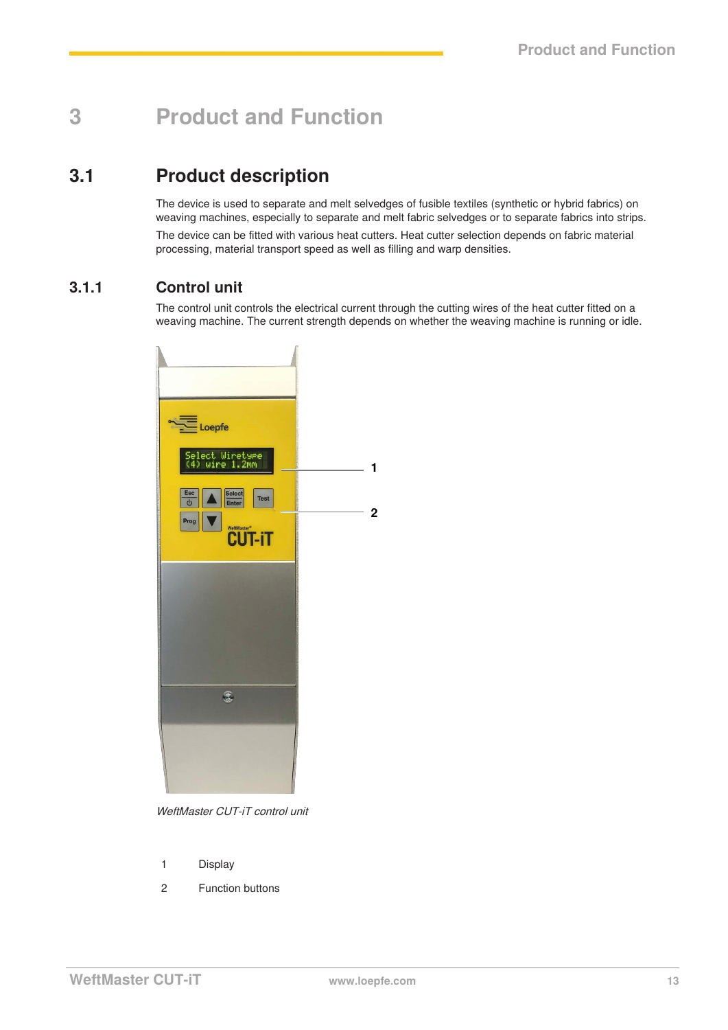# 3 Product and Function

## 3.1 Product description

The device is used to separate and melt selvedges of fusible textiles (synthetic or hybrid fabrics) on weaving machines, especially to separate and melt fabric selvedges or to separate fabrics into strips.

The device can be fitted with various heat cutters. Heat cutter selection depends on fabric material processing, material transport speed as well as filling and warp densities.

### 3.1.1 Control unit

The control unit controls the electrical current through the cutting wires of the heat cutter fitted on a weaving machine. The current strength depends on whether the weaving machine is running or idle.

*WeftMaster CUT-iT control unit*

1 Display

2 Function buttons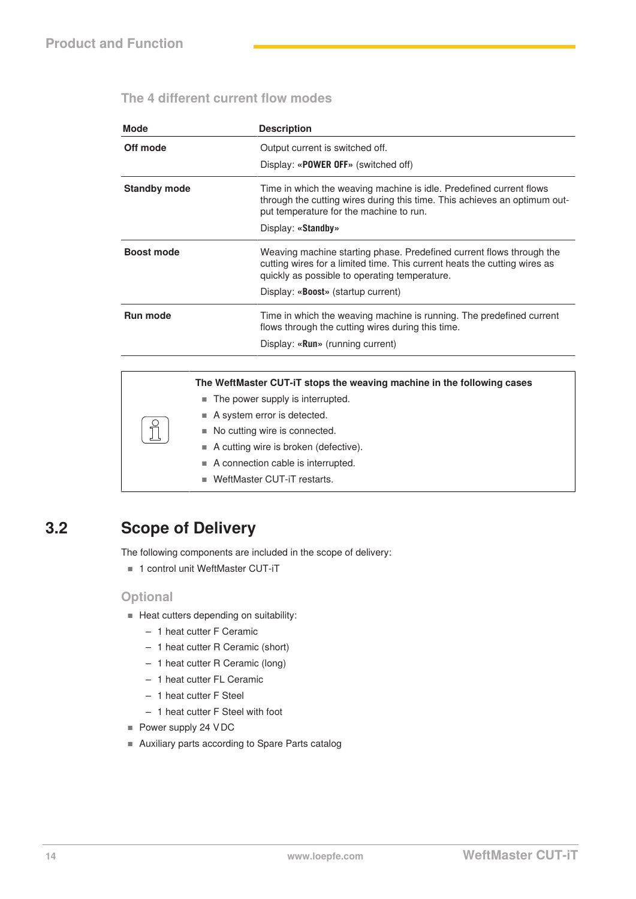### The 4 different current flow modes

| Mode | Description |
|---|---|
| **Off mode** | Output current is switched off.<br>Display: **«POWER OFF»** (switched off) |
| **Standby mode** | Time in which the weaving machine is idle. Predefined current flows through the cutting wires during this time. This achieves an optimum output temperature for the machine to run.<br>Display: **«Standby»** |
| **Boost mode** | Weaving machine starting phase. Predefined current flows through the cutting wires for a limited time. This current heats the cutting wires as quickly as possible to operating temperature.<br>Display: **«Boost»** (startup current) |
| **Run mode** | Time in which the weaving machine is running. The predefined current flows through the cutting wires during this time.<br>Display: **«Run»** (running current) |

**The WeftMaster CUT-iT stops the weaving machine in the following cases**

- The power supply is interrupted.
- A system error is detected.
- No cutting wire is connected.
- A cutting wire is broken (defective).
- A connection cable is interrupted.
- WeftMaster CUT-iT restarts.

## 3.2 Scope of Delivery

The following components are included in the scope of delivery:

- 1 control unit WeftMaster CUT-iT

### Optional

- Heat cutters depending on suitability:
  - 1 heat cutter F Ceramic
  - 1 heat cutter R Ceramic (short)
  - 1 heat cutter R Ceramic (long)
  - 1 heat cutter FL Ceramic
  - 1 heat cutter F Steel
  - 1 heat cutter F Steel with foot
- Power supply 24 V DC
- Auxiliary parts according to Spare Parts catalog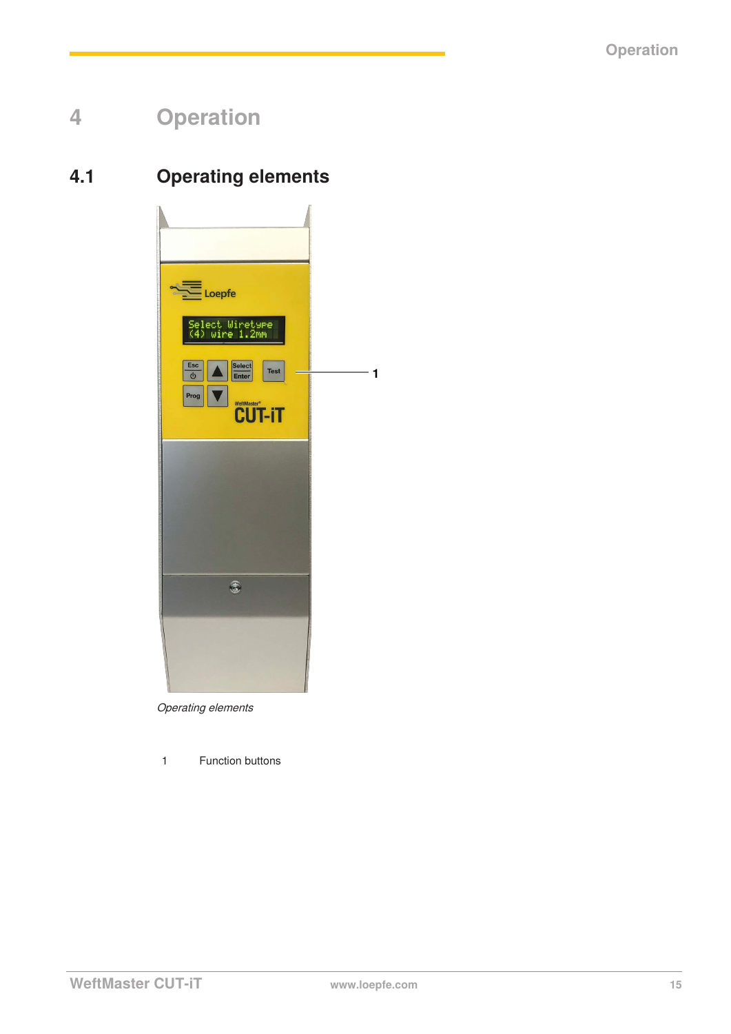# 4 Operation

## 4.1 Operating elements

*Operating elements*

1 Function buttons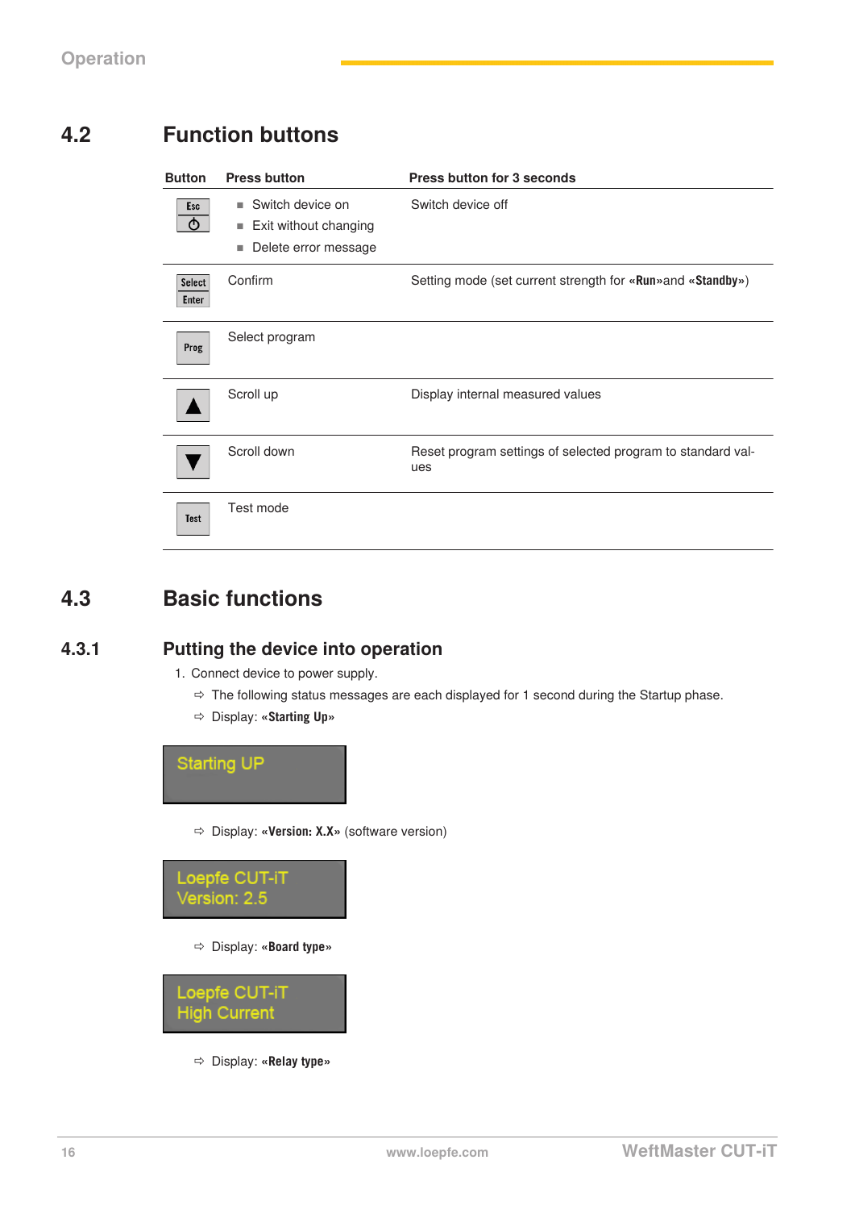## 4.2 Function buttons

| Button | Press button | Press button for 3 seconds |
|---|---|---|
| Esc ⏻ | ■ Switch device on<br>■ Exit without changing<br>■ Delete error message | Switch device off |
| Select Enter | Confirm | Setting mode (set current strength for **«Run»**and **«Standby»**) |
| Prog | Select program | |
| ▲ | Scroll up | Display internal measured values |
| ▼ | Scroll down | Reset program settings of selected program to standard values |
| Test | Test mode | |

## 4.3 Basic functions

### 4.3.1 Putting the device into operation

1. Connect device to power supply.
   ⇨ The following status messages are each displayed for 1 second during the Startup phase.
   ⇨ Display: **«Starting Up»**

   Starting UP

   ⇨ Display: **«Version: X.X»** (software version)

   Loepfe CUT-iT
   Version: 2.5

   ⇨ Display: **«Board type»**

   Loepfe CUT-iT
   High Current

   ⇨ Display: **«Relay type»**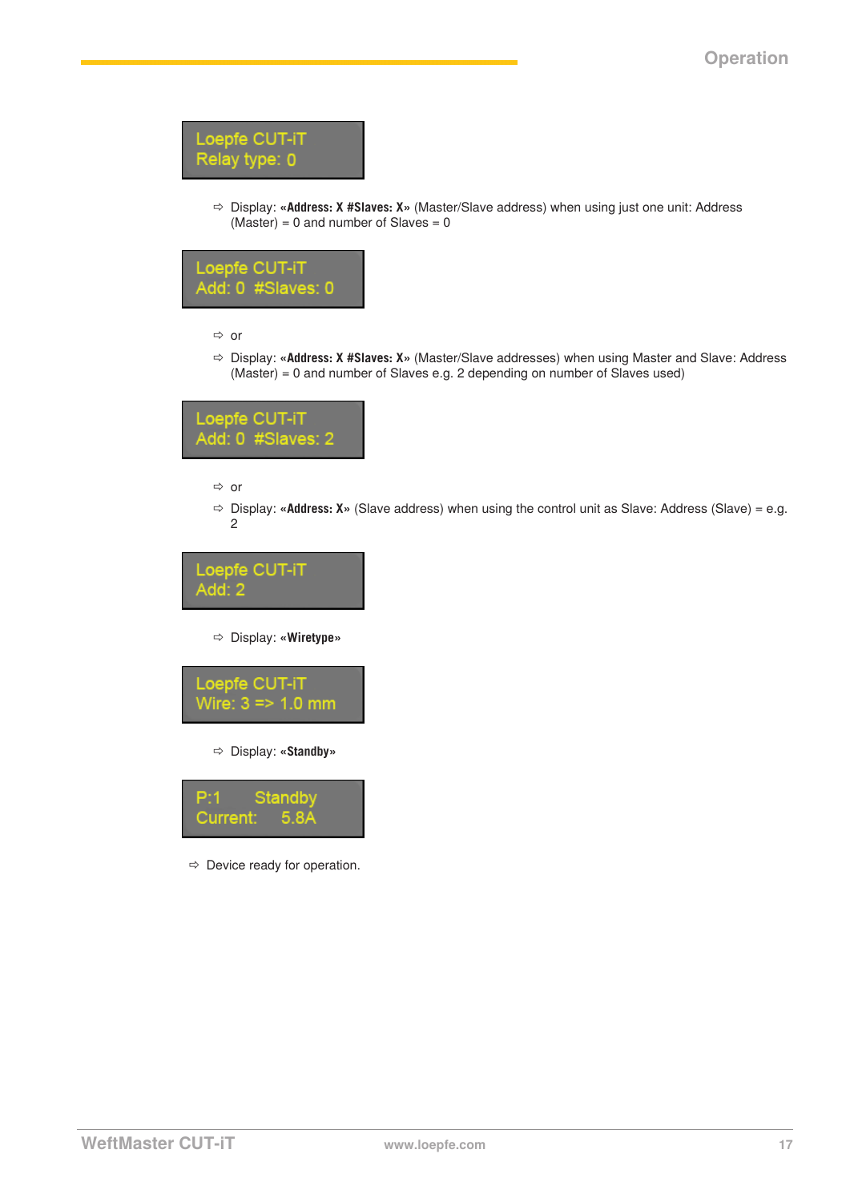```
Loepfe CUT-iT
Relay type: 0
```

⇨ Display: **«Address: X #Slaves: X»** (Master/Slave address) when using just one unit: Address (Master) = 0 and number of Slaves = 0

```
Loepfe CUT-iT
Add: 0  #Slaves: 0
```

⇨ or

⇨ Display: **«Address: X #Slaves: X»** (Master/Slave addresses) when using Master and Slave: Address (Master) = 0 and number of Slaves e.g. 2 depending on number of Slaves used)

```
Loepfe CUT-iT
Add: 0  #Slaves: 2
```

⇨ or

⇨ Display: **«Address: X»** (Slave address) when using the control unit as Slave: Address (Slave) = e.g. 2

```
Loepfe CUT-iT
Add: 2
```

⇨ Display: **«Wiretype»**

```
Loepfe CUT-iT
Wire: 3 => 1.0 mm
```

⇨ Display: **«Standby»**

```
P:1      Standby
Current:     5.8A
```

⇨ Device ready for operation.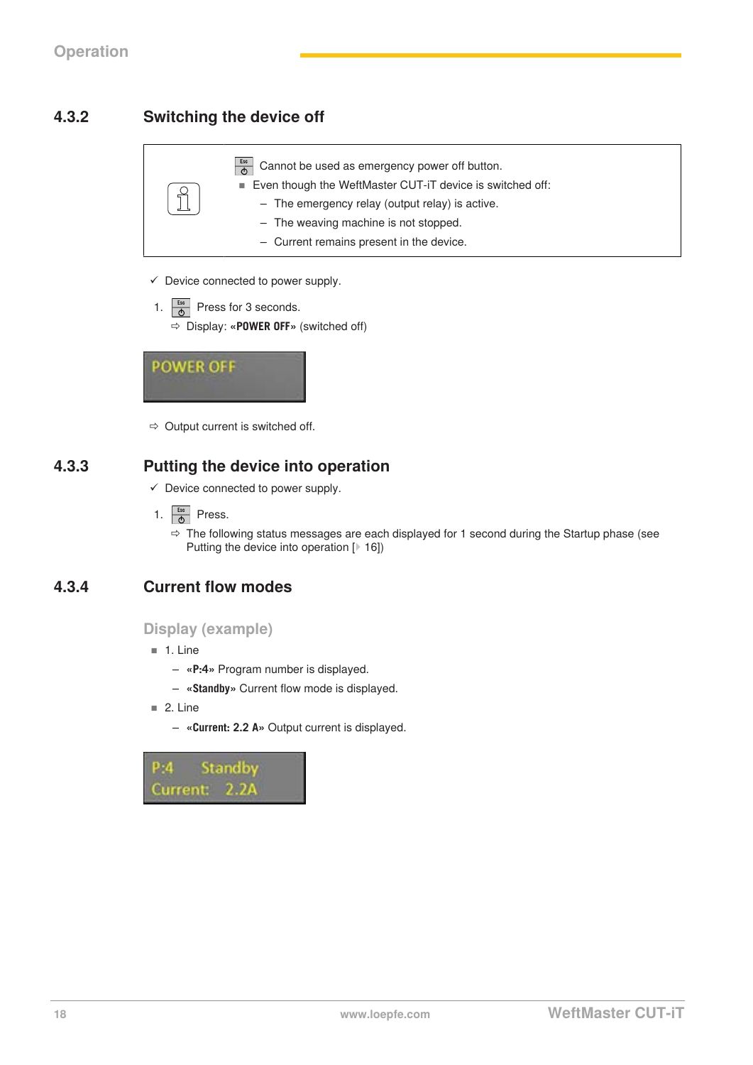## 4.3.2 Switching the device off

> Esc/⏻ Cannot be used as emergency power off button.
>
> - Even though the WeftMaster CUT-iT device is switched off:
>   - The emergency relay (output relay) is active.
>   - The weaving machine is not stopped.
>   - Current remains present in the device.

✓ Device connected to power supply.

1. Esc/⏻ Press for 3 seconds.

   ⇨ Display: **«POWER OFF»** (switched off)

```
POWER OFF
```

⇨ Output current is switched off.

## 4.3.3 Putting the device into operation

✓ Device connected to power supply.

1. Esc/⏻ Press.

   ⇨ The following status messages are each displayed for 1 second during the Startup phase (see Putting the device into operation [▸ 16])

## 4.3.4 Current flow modes

### Display (example)

- 1. Line
  - **«P:4»** Program number is displayed.
  - **«Standby»** Current flow mode is displayed.
- 2. Line
  - **«Current: 2.2 A»** Output current is displayed.

```
P:4     Standby
Current:   2.2A
```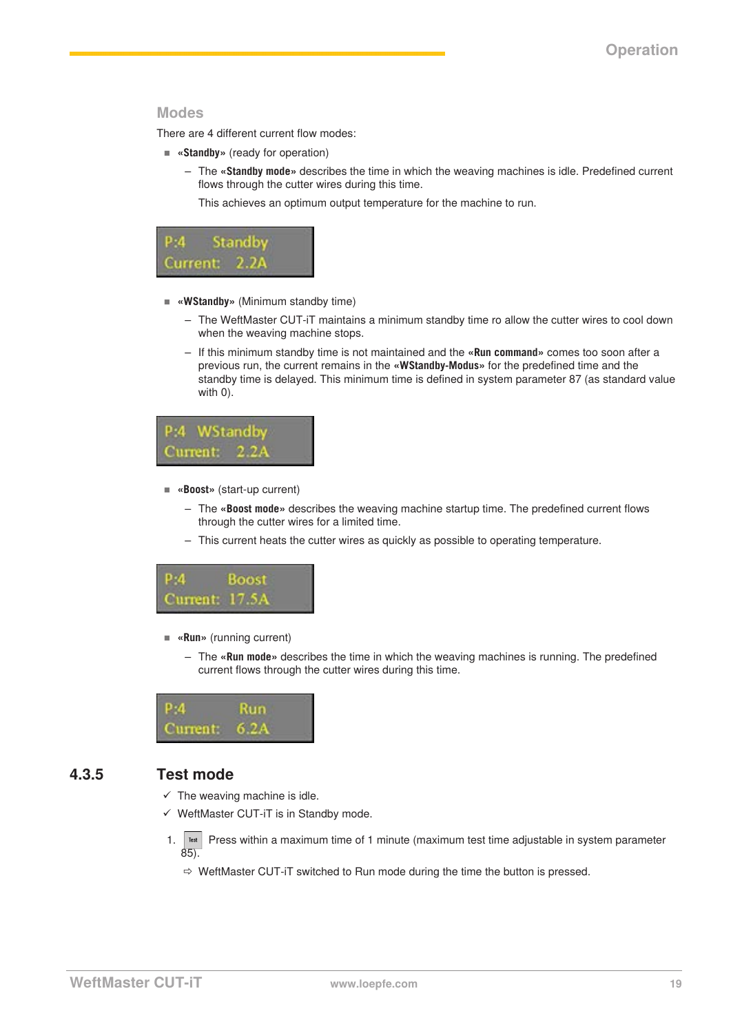### Modes

There are 4 different current flow modes:

- **«Standby»** (ready for operation)
  - The **«Standby mode»** describes the time in which the weaving machines is idle. Predefined current flows through the cutter wires during this time.

    This achieves an optimum output temperature for the machine to run.

```
P:4     Standby
Current:   2.2A
```

- **«WStandby»** (Minimum standby time)
  - The WeftMaster CUT-iT maintains a minimum standby time ro allow the cutter wires to cool down when the weaving machine stops.
  - If this minimum standby time is not maintained and the **«Run command»** comes too soon after a previous run, the current remains in the **«WStandby-Modus»** for the predefined time and the standby time is delayed. This minimum time is defined in system parameter 87 (as standard value with 0).

```
P:4  WStandby
Current:   2.2A
```

- **«Boost»** (start-up current)
  - The **«Boost mode»** describes the weaving machine startup time. The predefined current flows through the cutter wires for a limited time.
  - This current heats the cutter wires as quickly as possible to operating temperature.

```
P:4       Boost
Current:  17.5A
```

- **«Run»** (running current)
  - The **«Run mode»** describes the time in which the weaving machines is running. The predefined current flows through the cutter wires during this time.

```
P:4         Run
Current:   6.2A
```

## 4.3.5 Test mode

✓ The weaving machine is idle.

✓ WeftMaster CUT-iT is in Standby mode.

1. [Test] Press within a maximum time of 1 minute (maximum test time adjustable in system parameter 85).

   ⇨ WeftMaster CUT-iT switched to Run mode during the time the button is pressed.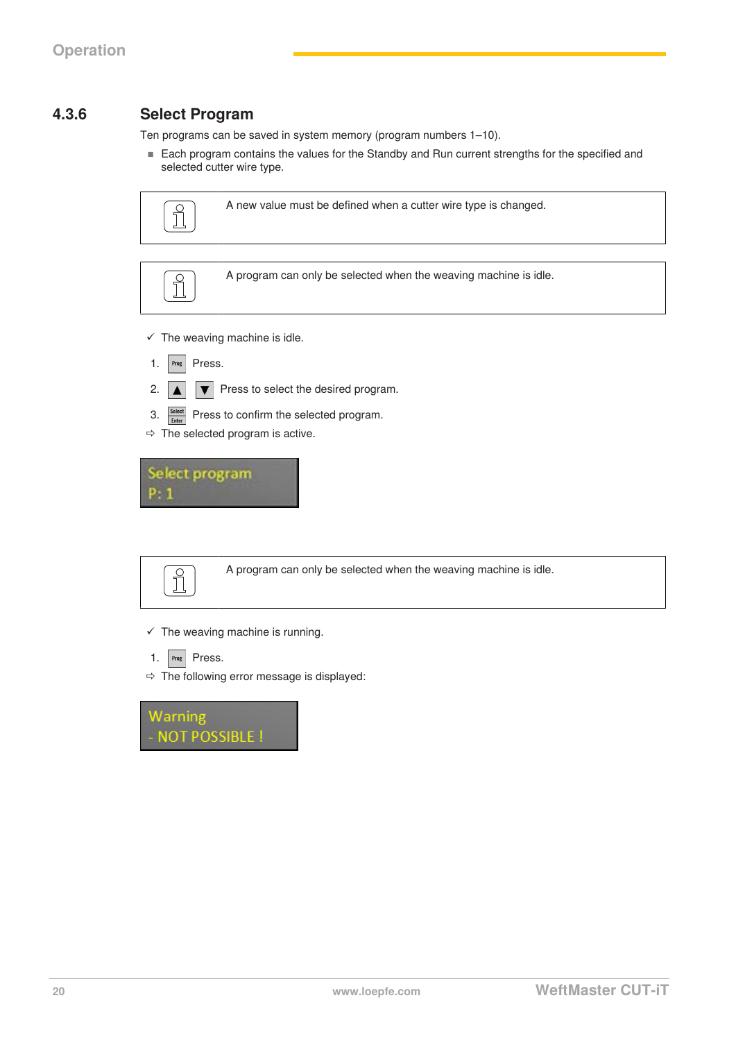### 4.3.6 Select Program

Ten programs can be saved in system memory (program numbers 1–10).

- Each program contains the values for the Standby and Run current strengths for the specified and selected cutter wire type.

> A new value must be defined when a cutter wire type is changed.

> A program can only be selected when the weaving machine is idle.

✓ The weaving machine is idle.

1. [Prog] Press.
2. [▲] [▼] Press to select the desired program.
3. [Select Enter] Press to confirm the selected program.

⇨ The selected program is active.

```
Select program
P: 1
```

> A program can only be selected when the weaving machine is idle.

✓ The weaving machine is running.

1. [Prog] Press.

⇨ The following error message is displayed:

```
Warning
- NOT POSSIBLE !
```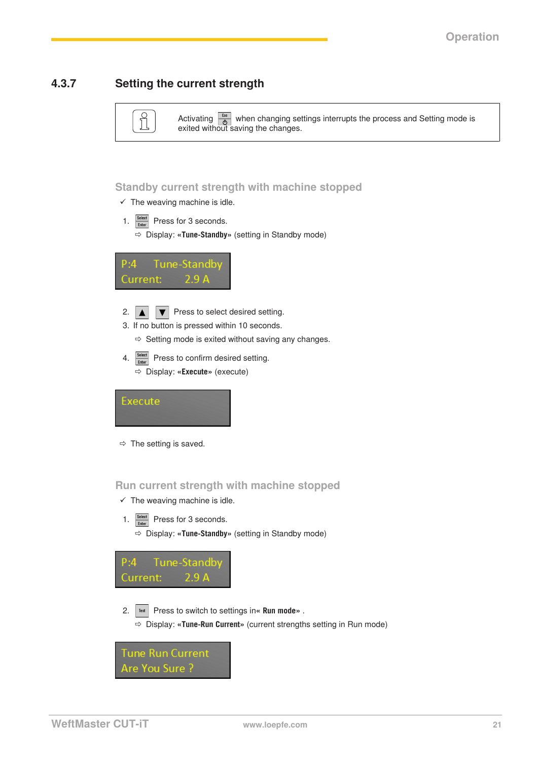### 4.3.7 Setting the current strength

> Activating [Esc] when changing settings interrupts the process and Setting mode is exited without saving the changes.

#### Standby current strength with machine stopped

✓ The weaving machine is idle.

1. [Select/Enter] Press for 3 seconds.
   ⇨ Display: **«Tune-Standby»** (setting in Standby mode)

```
P:4     Tune-Standby
Current:     2.9 A
```

2. [▲] [▼] Press to select desired setting.
3. If no button is pressed within 10 seconds.
   ⇨ Setting mode is exited without saving any changes.
4. [Select/Enter] Press to confirm desired setting.
   ⇨ Display: **«Execute»** (execute)

```
Execute
```

⇨ The setting is saved.

#### Run current strength with machine stopped

✓ The weaving machine is idle.

1. [Select/Enter] Press for 3 seconds.
   ⇨ Display: **«Tune-Standby»** (setting in Standby mode)

```
P:4     Tune-Standby
Current:     2.9 A
```

2. [Test] Press to switch to settings in**« Run mode»** .
   ⇨ Display: **«Tune-Run Current»** (current strengths setting in Run mode)

```
Tune Run Current
Are You Sure ?
```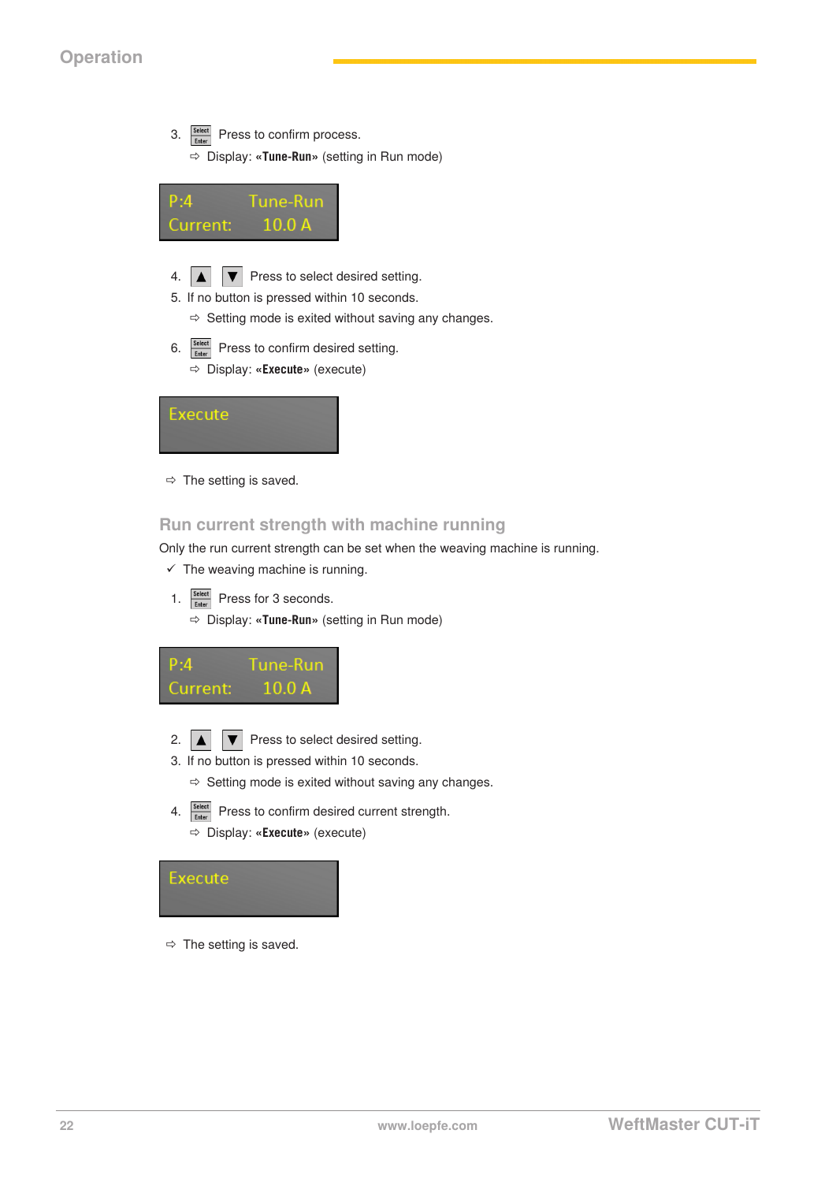3. [Select/Enter] Press to confirm process.
   ⇨ Display: **«Tune-Run»** (setting in Run mode)

```
P:4           Tune-Run
Current:      10.0 A
```

4. [▲] [▼] Press to select desired setting.
5. If no button is pressed within 10 seconds.
   ⇨ Setting mode is exited without saving any changes.
6. [Select/Enter] Press to confirm desired setting.
   ⇨ Display: **«Execute»** (execute)

```
Execute
```

⇨ The setting is saved.

## Run current strength with machine running

Only the run current strength can be set when the weaving machine is running.

✓ The weaving machine is running.

1. [Select/Enter] Press for 3 seconds.
   ⇨ Display: **«Tune-Run»** (setting in Run mode)

```
P:4           Tune-Run
Current:      10.0 A
```

2. [▲] [▼] Press to select desired setting.
3. If no button is pressed within 10 seconds.
   ⇨ Setting mode is exited without saving any changes.
4. [Select/Enter] Press to confirm desired current strength.
   ⇨ Display: **«Execute»** (execute)

```
Execute
```

⇨ The setting is saved.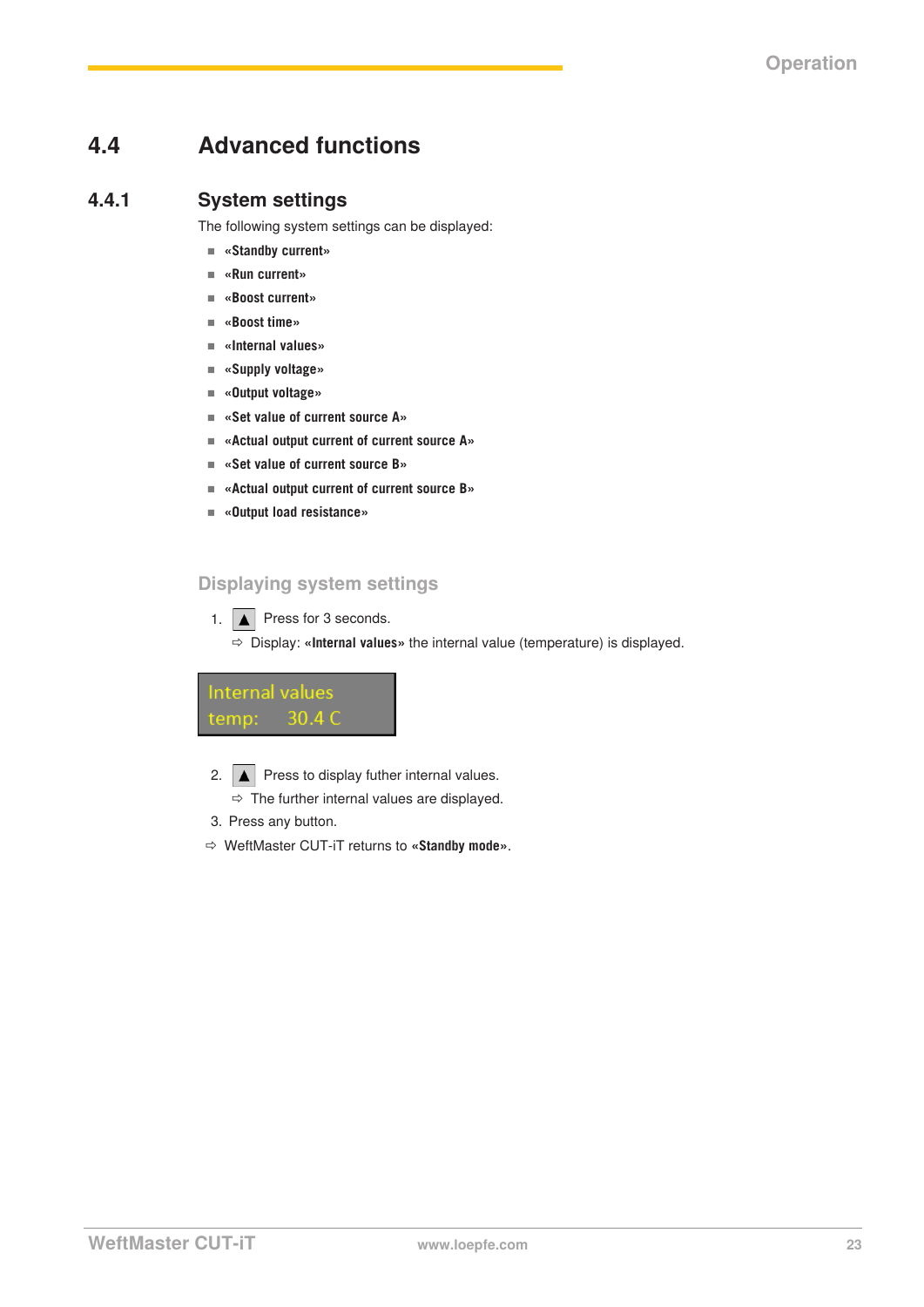## 4.4 Advanced functions

### 4.4.1 System settings

The following system settings can be displayed:

- **«Standby current»**
- **«Run current»**
- **«Boost current»**
- **«Boost time»**
- **«Internal values»**
- **«Supply voltage»**
- **«Output voltage»**
- **«Set value of current source A»**
- **«Actual output current of current source A»**
- **«Set value of current source B»**
- **«Actual output current of current source B»**
- **«Output load resistance»**

#### Displaying system settings

1. ▲ Press for 3 seconds.
   ⇨ Display: **«Internal values»** the internal value (temperature) is displayed.

```
Internal values
temp:     30.4 C
```

2. ▲ Press to display futher internal values.
   ⇨ The further internal values are displayed.
3. Press any button.

⇨ WeftMaster CUT-iT returns to **«Standby mode»**.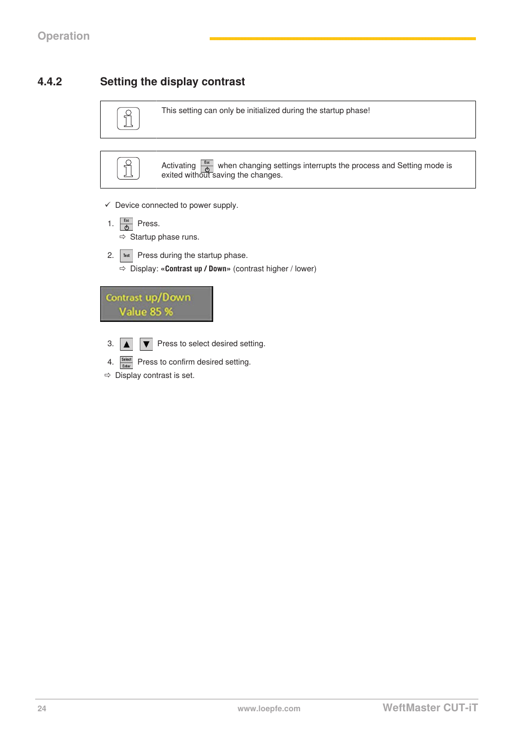## 4.4.2 Setting the display contrast

> This setting can only be initialized during the startup phase!

> Activating Esc when changing settings interrupts the process and Setting mode is exited without saving the changes.

✓ Device connected to power supply.

1. Esc Press.
   ⇨ Startup phase runs.
2. Test Press during the startup phase.
   ⇨ Display: **«Contrast up / Down»** (contrast higher / lower)

Contrast up/Down
Value 85 %

3. ▲ ▼ Press to select desired setting.
4. Select/Enter Press to confirm desired setting.

⇨ Display contrast is set.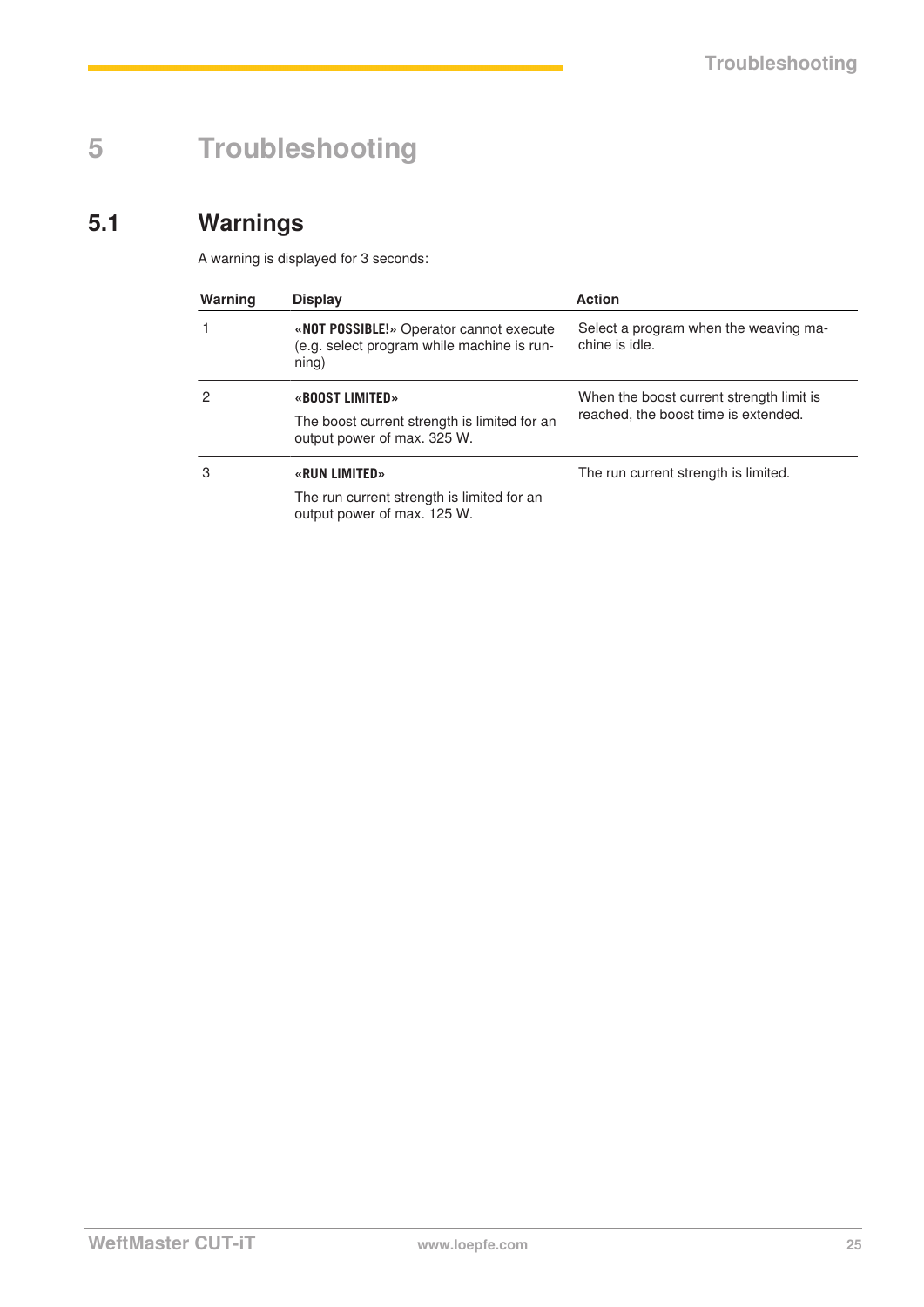// Chapter: 5 Troubleshooting
# 5 Troubleshooting

## 5.1 Warnings

A warning is displayed for 3 seconds:

| Warning | Display | Action |
|---|---|---|
| 1 | **«NOT POSSIBLE!»** Operator cannot execute (e.g. select program while machine is running) | Select a program when the weaving machine is idle. |
| 2 | **«BOOST LIMITED»**<br><br>The boost current strength is limited for an output power of max. 325 W. | When the boost current strength limit is reached, the boost time is extended. |
| 3 | **«RUN LIMITED»**<br><br>The run current strength is limited for an output power of max. 125 W. | The run current strength is limited. |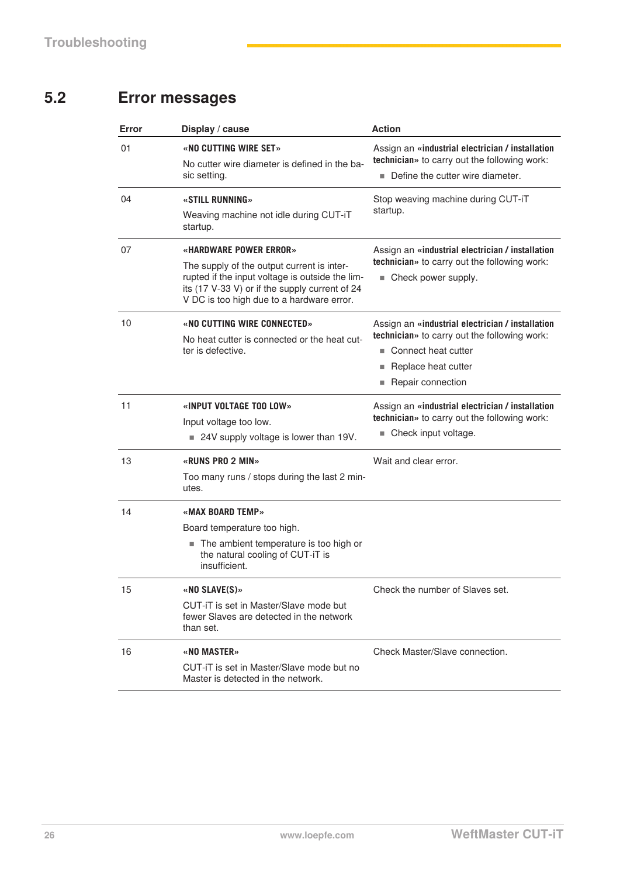## 5.2 Error messages

| Error | Display / cause | Action |
|---|---|---|
| 01 | **«NO CUTTING WIRE SET»**<br>No cutter wire diameter is defined in the basic setting. | Assign an **«industrial electrician / installation technician»** to carry out the following work:<br>▪ Define the cutter wire diameter. |
| 04 | **«STILL RUNNING»**<br>Weaving machine not idle during CUT-iT startup. | Stop weaving machine during CUT-iT startup. |
| 07 | **«HARDWARE POWER ERROR»**<br>The supply of the output current is interrupted if the input voltage is outside the limits (17 V-33 V) or if the supply current of 24 V DC is too high due to a hardware error. | Assign an **«industrial electrician / installation technician»** to carry out the following work:<br>▪ Check power supply. |
| 10 | **«NO CUTTING WIRE CONNECTED»**<br>No heat cutter is connected or the heat cutter is defective. | Assign an **«industrial electrician / installation technician»** to carry out the following work:<br>▪ Connect heat cutter<br>▪ Replace heat cutter<br>▪ Repair connection |
| 11 | **«INPUT VOLTAGE TOO LOW»**<br>Input voltage too low.<br>▪ 24V supply voltage is lower than 19V. | Assign an **«industrial electrician / installation technician»** to carry out the following work:<br>▪ Check input voltage. |
| 13 | **«RUNS PRO 2 MIN»**<br>Too many runs / stops during the last 2 minutes. | Wait and clear error. |
| 14 | **«MAX BOARD TEMP»**<br>Board temperature too high.<br>▪ The ambient temperature is too high or the natural cooling of CUT-iT is insufficient. | |
| 15 | **«NO SLAVE(S)»**<br>CUT-iT is set in Master/Slave mode but fewer Slaves are detected in the network than set. | Check the number of Slaves set. |
| 16 | **«NO MASTER»**<br>CUT-iT is set in Master/Slave mode but no Master is detected in the network. | Check Master/Slave connection. |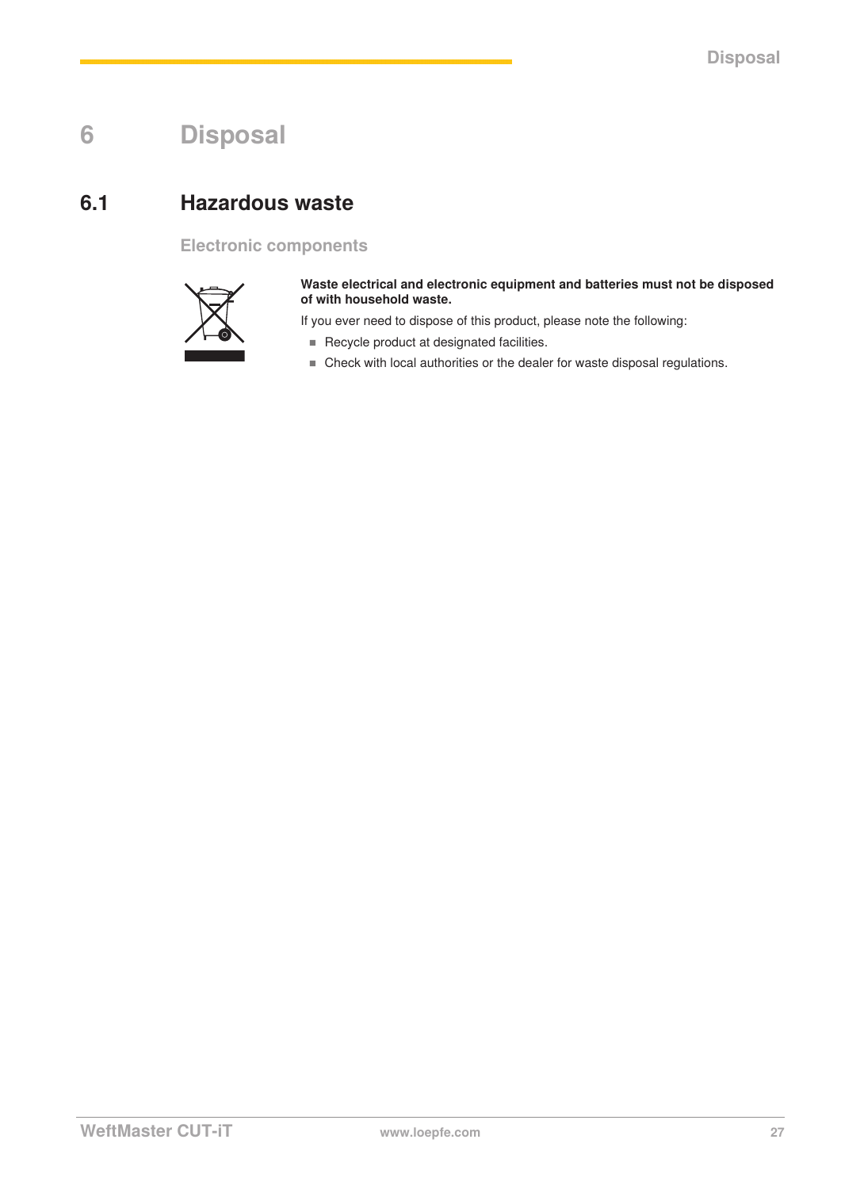# 6 Disposal

## 6.1 Hazardous waste

### Electronic components

**Waste electrical and electronic equipment and batteries must not be disposed of with household waste.**

If you ever need to dispose of this product, please note the following:

- Recycle product at designated facilities.
- Check with local authorities or the dealer for waste disposal regulations.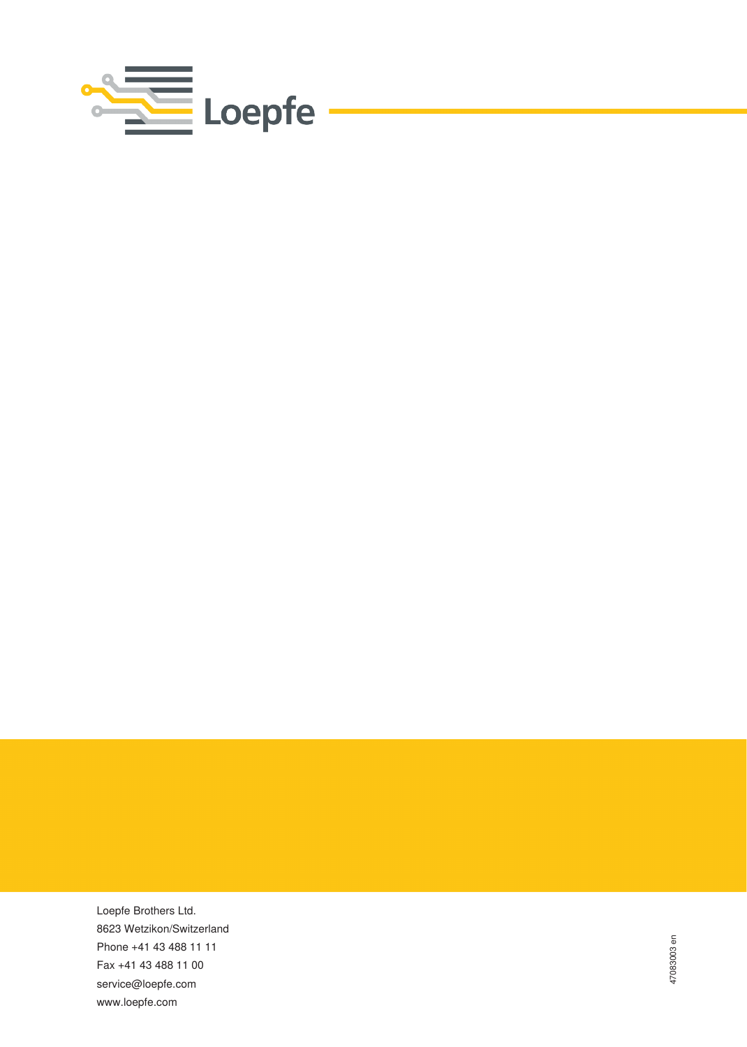Loepfe

Loepfe Brothers Ltd.
8623 Wetzikon/Switzerland
Phone +41 43 488 11 11
Fax +41 43 488 11 00
service@loepfe.com
www.loepfe.com

47083003 en